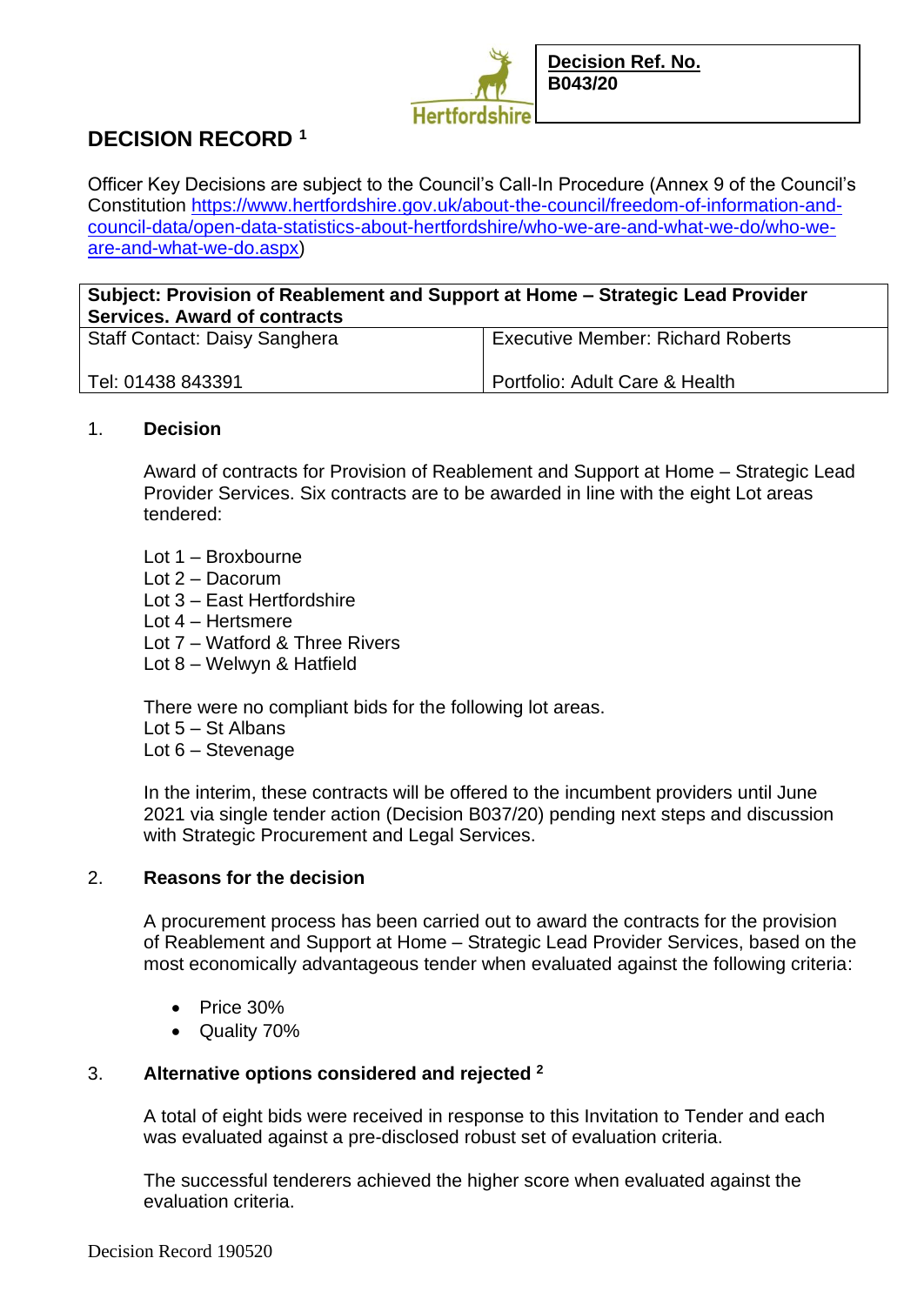Hertfordshire

| **Decision Ref. No.** |
|---|
| **B043/20** |

# DECISION RECORD [1]

Officer Key Decisions are subject to the Council's Call-In Procedure (Annex 9 of the Council's Constitution https://www.hertfordshire.gov.uk/about-the-council/freedom-of-information-and-council-data/open-data-statistics-about-hertfordshire/who-we-are-and-what-we-do/who-we-are-and-what-we-do.aspx)

| **Subject: Provision of Reablement and Support at Home – Strategic Lead Provider Services. Award of contracts** | |
|---|---|
| Staff Contact: Daisy Sanghera<br><br>Tel: 01438 843391 | Executive Member: Richard Roberts<br><br>Portfolio: Adult Care & Health |

1. **Decision**

Award of contracts for Provision of Reablement and Support at Home – Strategic Lead Provider Services. Six contracts are to be awarded in line with the eight Lot areas tendered:

Lot 1 – Broxbourne
Lot 2 – Dacorum
Lot 3 – East Hertfordshire
Lot 4 – Hertsmere
Lot 7 – Watford & Three Rivers
Lot 8 – Welwyn & Hatfield

There were no compliant bids for the following lot areas.
Lot 5 – St Albans
Lot 6 – Stevenage

In the interim, these contracts will be offered to the incumbent providers until June 2021 via single tender action (Decision B037/20) pending next steps and discussion with Strategic Procurement and Legal Services.

2. **Reasons for the decision**

A procurement process has been carried out to award the contracts for the provision of Reablement and Support at Home – Strategic Lead Provider Services, based on the most economically advantageous tender when evaluated against the following criteria:

- Price 30%
- Quality 70%

3. **Alternative options considered and rejected [2]**

A total of eight bids were received in response to this Invitation to Tender and each was evaluated against a pre-disclosed robust set of evaluation criteria.

The successful tenderers achieved the higher score when evaluated against the evaluation criteria.

Decision Record 190520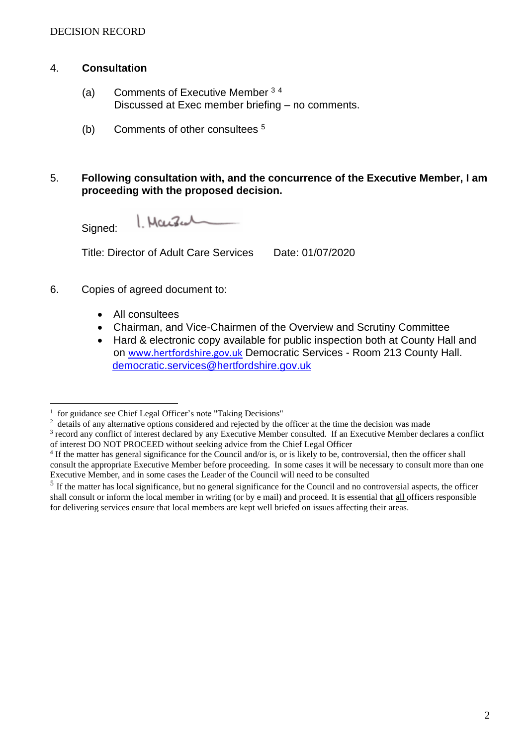## 4. Consultation

(a) Comments of Executive Member [3] [4]
Discussed at Exec member briefing – no comments.

(b) Comments of other consultees [5]

## 5. Following consultation with, and the concurrence of the Executive Member, I am proceeding with the proposed decision.

Signed: I. MacBeath

Title: Director of Adult Care Services    Date: 01/07/2020

6. Copies of agreed document to:

- All consultees
- Chairman, and Vice-Chairmen of the Overview and Scrutiny Committee
- Hard & electronic copy available for public inspection both at County Hall and on www.hertfordshire.gov.uk Democratic Services - Room 213 County Hall. democratic.services@hertfordshire.gov.uk

---

[1] for guidance see Chief Legal Officer's note "Taking Decisions"

[2] details of any alternative options considered and rejected by the officer at the time the decision was made

[3] record any conflict of interest declared by any Executive Member consulted. If an Executive Member declares a conflict of interest DO NOT PROCEED without seeking advice from the Chief Legal Officer

[4] If the matter has general significance for the Council and/or is, or is likely to be, controversial, then the officer shall consult the appropriate Executive Member before proceeding. In some cases it will be necessary to consult more than one Executive Member, and in some cases the Leader of the Council will need to be consulted

[5] If the matter has local significance, but no general significance for the Council and no controversial aspects, the officer shall consult or inform the local member in writing (or by e mail) and proceed. It is essential that all officers responsible for delivering services ensure that local members are kept well briefed on issues affecting their areas.